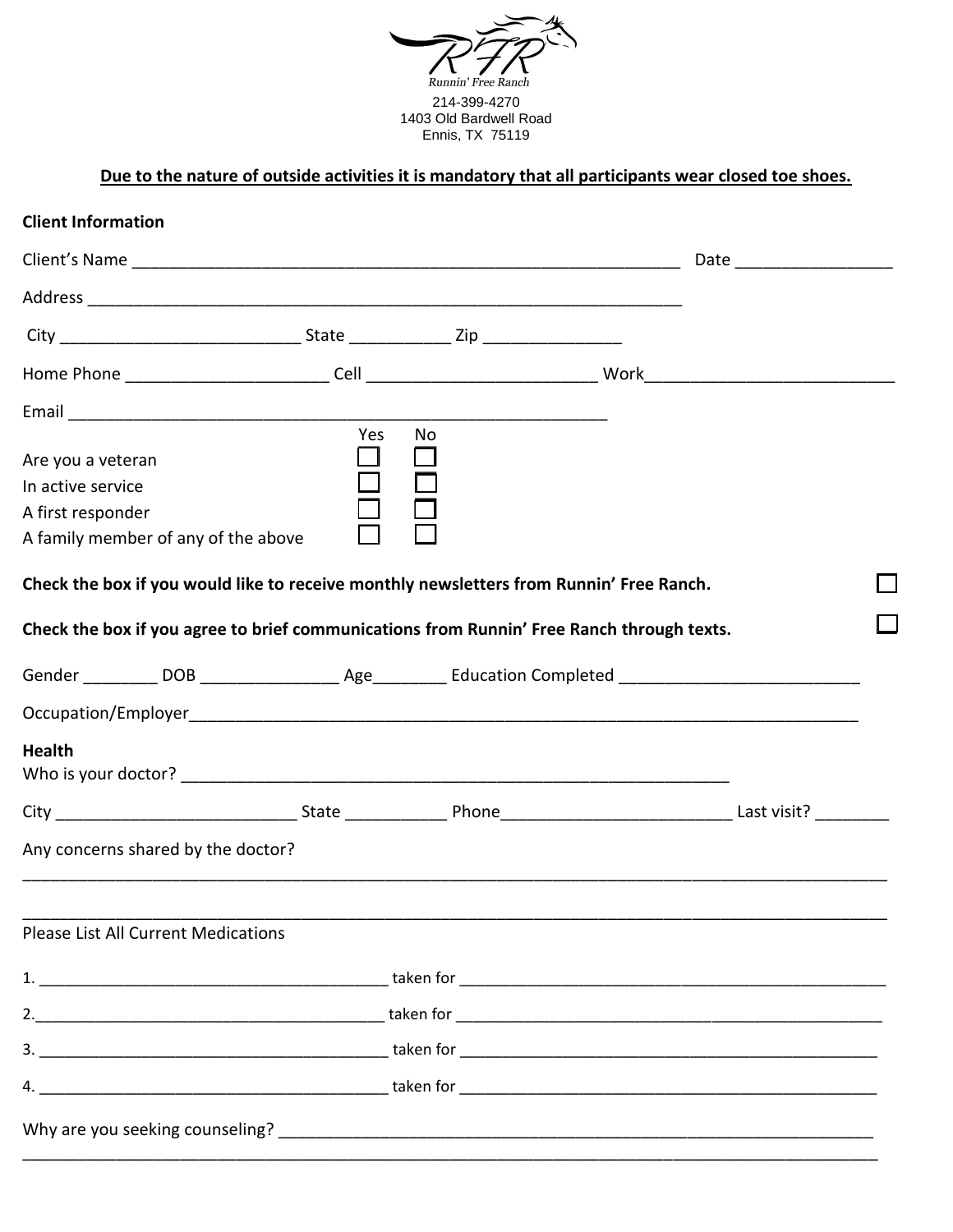Runnin' Free Ranch
214-399-4270
1403 Old Bardwell Road
Ennis, TX 75119

**<u>Due to the nature of outside activities it is mandatory that all participants wear closed toe shoes.</u>**

**Client Information**

Client's Name ____________________________________________________________ Date ________________

Address _________________________________________________________________

City __________________________ State ___________ Zip _______________

Home Phone _____________________ Cell ________________________ Work__________________________

Email ___________________________________________________________

| | Yes | No |
|---|---|---|
| Are you a veteran | ☐ | ☐ |
| In active service | ☐ | ☐ |
| A first responder | ☐ | ☐ |
| A family member of any of the above | ☐ | ☐ |

**Check the box if you would like to receive monthly newsletters from Runnin' Free Ranch.** ☐

**Check the box if you agree to brief communications from Runnin' Free Ranch through texts.** ☐

Gender ________ DOB _______________ Age________ Education Completed _________________________

Occupation/Employer__________________________________________________________________________

**Health**

Who is your doctor? ____________________________________________________________

City __________________________ State ___________ Phone_________________________ Last visit? ________

Any concerns shared by the doctor?

______________________________________________________________________________________________

______________________________________________________________________________________________

Please List All Current Medications

1. _________________________________________ taken for __________________________________________________

2._________________________________________ taken for __________________________________________________

3. _________________________________________ taken for __________________________________________________

4. _________________________________________ taken for __________________________________________________

Why are you seeking counseling? _____________________________________________________________________

______________________________________________________________________________________________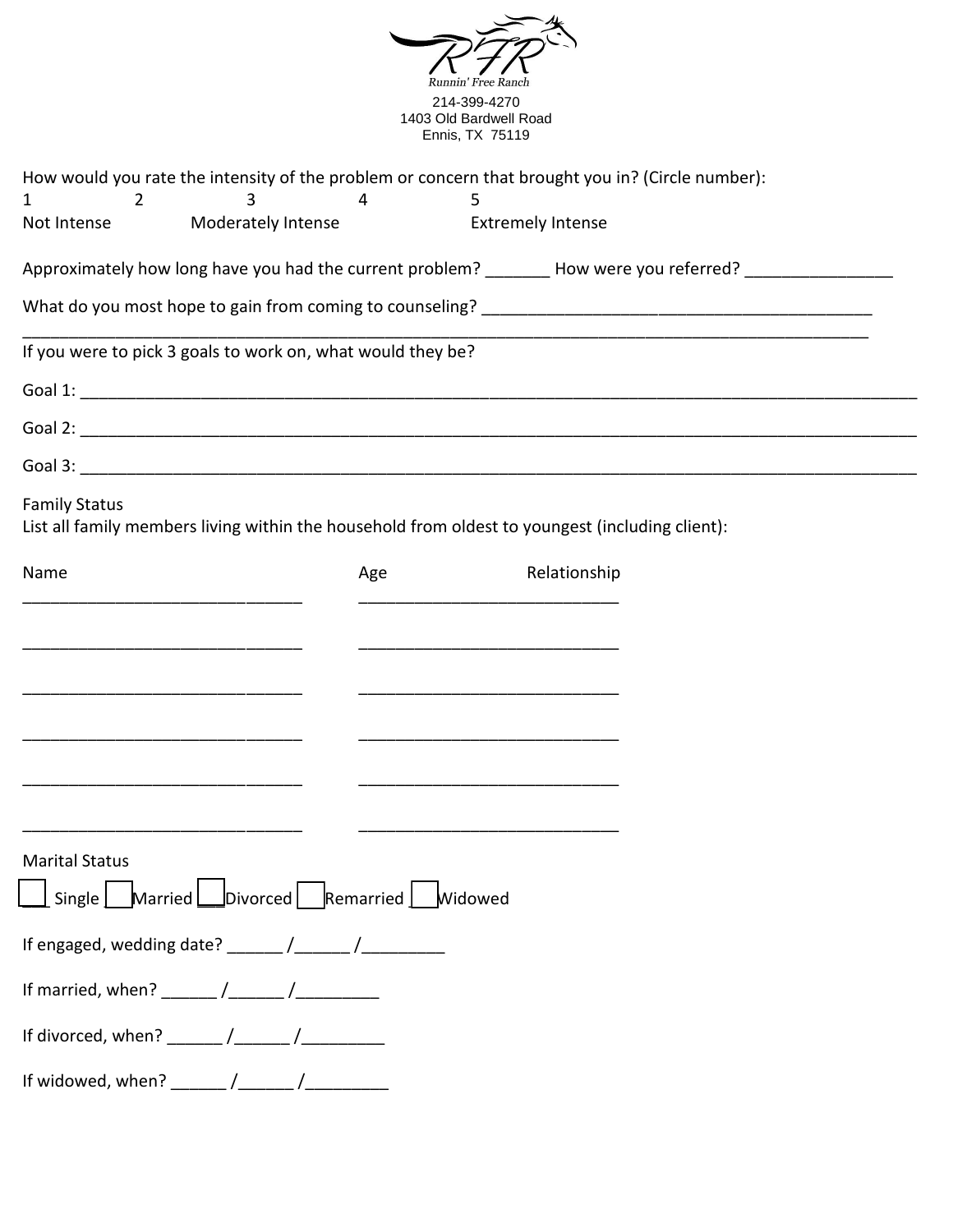Runnin' Free Ranch
214-399-4270
1403 Old Bardwell Road
Ennis, TX 75119

How would you rate the intensity of the problem or concern that brought you in? (Circle number):

| 1 | 2 | 3 | 4 | 5 |
|---|---|---|---|---|
| Not Intense | | Moderately Intense | | Extremely Intense |

Approximately how long have you had the current problem? _______ How were you referred? ________________

What do you most hope to gain from coming to counseling? ___________________________________________
_____________________________________________________________________________________________

If you were to pick 3 goals to work on, what would they be?

Goal 1: _____________________________________________________________________________________

Goal 2: _____________________________________________________________________________________

Goal 3: _____________________________________________________________________________________

Family Status
List all family members living within the household from oldest to youngest (including client):

| Name | Age | Relationship |
|---|---|---|
| ______________________________ | | ____________________________ |
| ______________________________ | | ____________________________ |
| ______________________________ | | ____________________________ |
| ______________________________ | | ____________________________ |
| ______________________________ | | ____________________________ |
| ______________________________ | | ____________________________ |

Marital Status

☐ Single ☐ Married ☐ Divorced ☐ Remarried ☐ Widowed

If engaged, wedding date? ______ /______ /_________

If married, when? ______ /______ /_________

If divorced, when? ______ /______ /_________

If widowed, when? ______ /______ /_________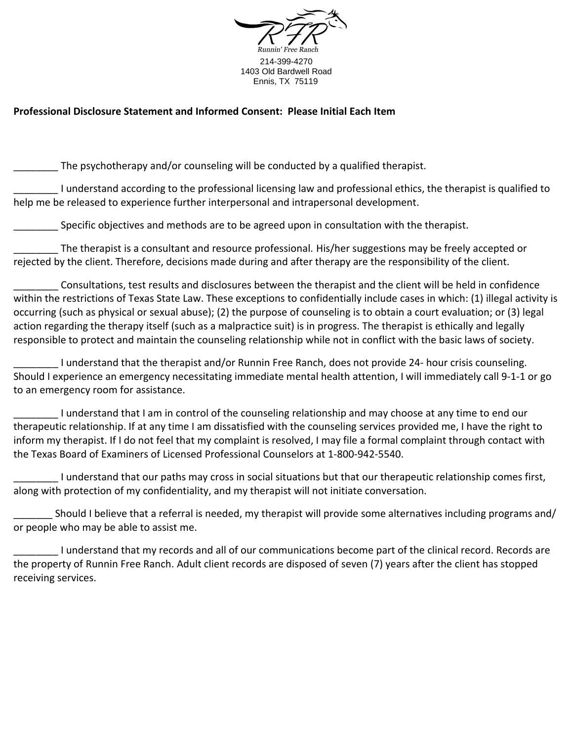Runnin' Free Ranch
214-399-4270
1403 Old Bardwell Road
Ennis, TX 75119

**Professional Disclosure Statement and Informed Consent: Please Initial Each Item**

________ The psychotherapy and/or counseling will be conducted by a qualified therapist.

________ I understand according to the professional licensing law and professional ethics, the therapist is qualified to help me be released to experience further interpersonal and intrapersonal development.

________ Specific objectives and methods are to be agreed upon in consultation with the therapist.

________ The therapist is a consultant and resource professional. His/her suggestions may be freely accepted or rejected by the client. Therefore, decisions made during and after therapy are the responsibility of the client.

________ Consultations, test results and disclosures between the therapist and the client will be held in confidence within the restrictions of Texas State Law. These exceptions to confidentially include cases in which: (1) illegal activity is occurring (such as physical or sexual abuse); (2) the purpose of counseling is to obtain a court evaluation; or (3) legal action regarding the therapy itself (such as a malpractice suit) is in progress. The therapist is ethically and legally responsible to protect and maintain the counseling relationship while not in conflict with the basic laws of society.

________ I understand that the therapist and/or Runnin Free Ranch, does not provide 24- hour crisis counseling. Should I experience an emergency necessitating immediate mental health attention, I will immediately call 9-1-1 or go to an emergency room for assistance.

________ I understand that I am in control of the counseling relationship and may choose at any time to end our therapeutic relationship. If at any time I am dissatisfied with the counseling services provided me, I have the right to inform my therapist. If I do not feel that my complaint is resolved, I may file a formal complaint through contact with the Texas Board of Examiners of Licensed Professional Counselors at 1-800-942-5540.

________ I understand that our paths may cross in social situations but that our therapeutic relationship comes first, along with protection of my confidentiality, and my therapist will not initiate conversation.

_______ Should I believe that a referral is needed, my therapist will provide some alternatives including programs and/ or people who may be able to assist me.

________ I understand that my records and all of our communications become part of the clinical record. Records are the property of Runnin Free Ranch. Adult client records are disposed of seven (7) years after the client has stopped receiving services.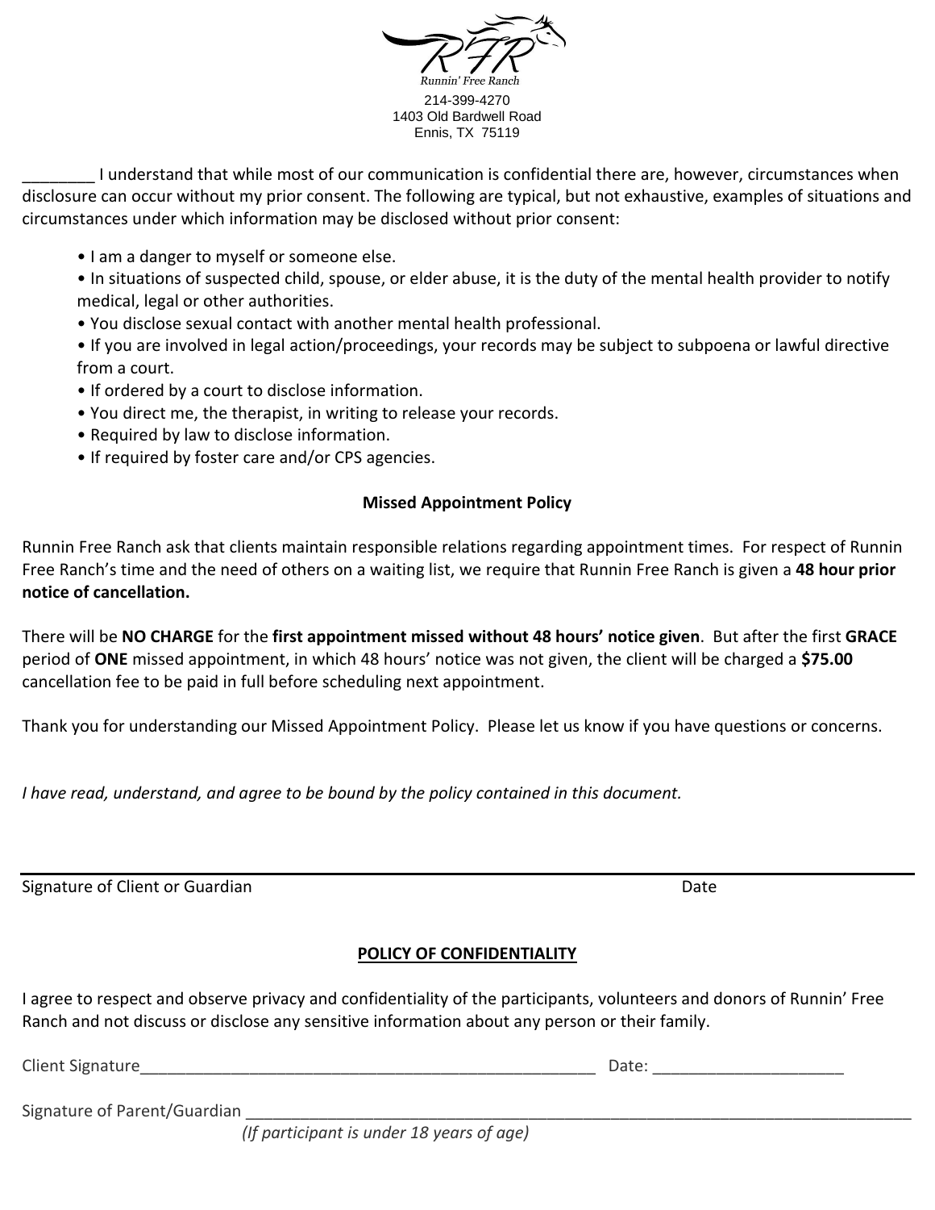Runnin' Free Ranch

214-399-4270
1403 Old Bardwell Road
Ennis, TX 75119

________ I understand that while most of our communication is confidential there are, however, circumstances when disclosure can occur without my prior consent. The following are typical, but not exhaustive, examples of situations and circumstances under which information may be disclosed without prior consent:

- I am a danger to myself or someone else.
- In situations of suspected child, spouse, or elder abuse, it is the duty of the mental health provider to notify medical, legal or other authorities.
- You disclose sexual contact with another mental health professional.
- If you are involved in legal action/proceedings, your records may be subject to subpoena or lawful directive from a court.
- If ordered by a court to disclose information.
- You direct me, the therapist, in writing to release your records.
- Required by law to disclose information.
- If required by foster care and/or CPS agencies.

**Missed Appointment Policy**

Runnin Free Ranch ask that clients maintain responsible relations regarding appointment times. For respect of Runnin Free Ranch's time and the need of others on a waiting list, we require that Runnin Free Ranch is given a **48 hour prior notice of cancellation.**

There will be **NO CHARGE** for the **first appointment missed without 48 hours' notice given**. But after the first **GRACE** period of **ONE** missed appointment, in which 48 hours' notice was not given, the client will be charged a **$75.00** cancellation fee to be paid in full before scheduling next appointment.

Thank you for understanding our Missed Appointment Policy. Please let us know if you have questions or concerns.

*I have read, understand, and agree to be bound by the policy contained in this document.*

______________________________________________________________________________

Signature of Client or Guardian Date

**POLICY OF CONFIDENTIALITY**

I agree to respect and observe privacy and confidentiality of the participants, volunteers and donors of Runnin' Free Ranch and not discuss or disclose any sensitive information about any person or their family.

Client Signature_____________________________________________________ Date: _____________________

Signature of Parent/Guardian ______________________________________________________________________________
*(If participant is under 18 years of age)*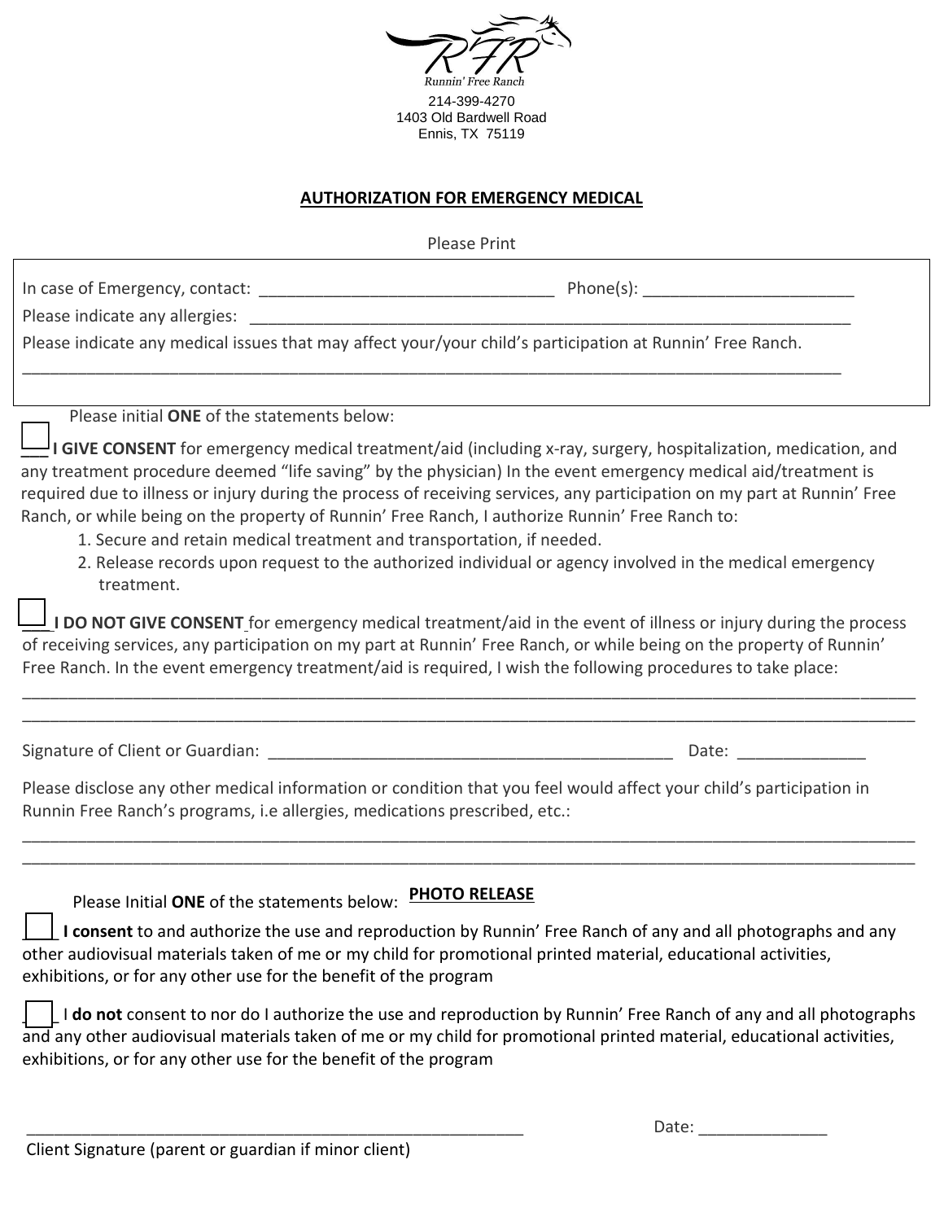Runnin' Free Ranch

214-399-4270
1403 Old Bardwell Road
Ennis, TX 75119

## AUTHORIZATION FOR EMERGENCY MEDICAL

Please Print

In case of Emergency, contact: ________________________________ Phone(s): _______________________

Please indicate any allergies: ______________________________________________________________________

Please indicate any medical issues that may affect your/your child's participation at Runnin' Free Ranch.

______________________________________________________________________________________________

Please initial **ONE** of the statements below:

___ **I GIVE CONSENT** for emergency medical treatment/aid (including x-ray, surgery, hospitalization, medication, and any treatment procedure deemed "life saving" by the physician) In the event emergency medical aid/treatment is required due to illness or injury during the process of receiving services, any participation on my part at Runnin' Free Ranch, or while being on the property of Runnin' Free Ranch, I authorize Runnin' Free Ranch to:

1. Secure and retain medical treatment and transportation, if needed.
2. Release records upon request to the authorized individual or agency involved in the medical emergency treatment.

___ **I DO NOT GIVE CONSENT** for emergency medical treatment/aid in the event of illness or injury during the process of receiving services, any participation on my part at Runnin' Free Ranch, or while being on the property of Runnin' Free Ranch. In the event emergency treatment/aid is required, I wish the following procedures to take place:

______________________________________________________________________________________________

______________________________________________________________________________________________

Signature of Client or Guardian: _____________________________________________ Date: ______________

Please disclose any other medical information or condition that you feel would affect your child's participation in Runnin Free Ranch's programs, i.e allergies, medications prescribed, etc.:

______________________________________________________________________________________________

______________________________________________________________________________________________

Please Initial **ONE** of the statements below: **PHOTO RELEASE**

____ **I consent** to and authorize the use and reproduction by Runnin' Free Ranch of any and all photographs and any other audiovisual materials taken of me or my child for promotional printed material, educational activities, exhibitions, or for any other use for the benefit of the program

____ I **do not** consent to nor do I authorize the use and reproduction by Runnin' Free Ranch of any and all photographs and any other audiovisual materials taken of me or my child for promotional printed material, educational activities, exhibitions, or for any other use for the benefit of the program

_________________________________________________________ Date: ______________

Client Signature (parent or guardian if minor client)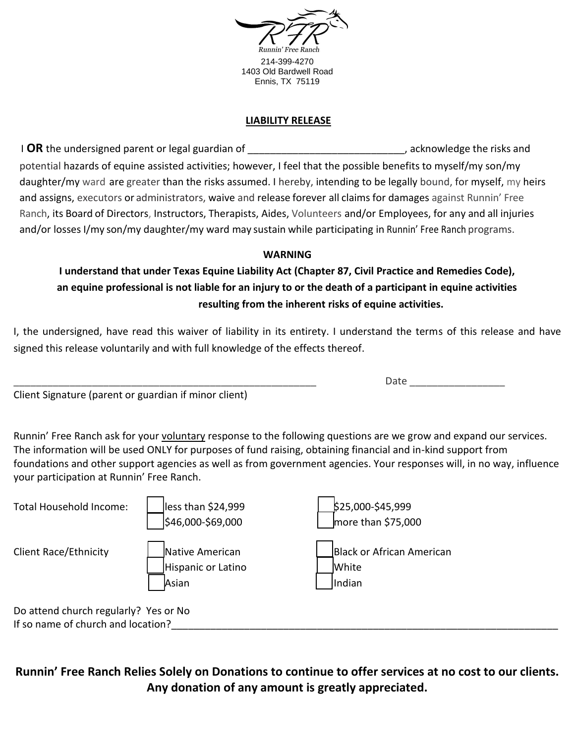Runnin' Free Ranch
214-399-4270
1403 Old Bardwell Road
Ennis, TX 75119

## LIABILITY RELEASE

I **OR** the undersigned parent or legal guardian of ____________________________, acknowledge the risks and potential hazards of equine assisted activities; however, I feel that the possible benefits to myself/my son/my daughter/my ward are greater than the risks assumed. I hereby, intending to be legally bound, for myself, my heirs and assigns, executors or administrators, waive and release forever all claims for damages against Runnin' Free Ranch, its Board of Directors, Instructors, Therapists, Aides, Volunteers and/or Employees, for any and all injuries and/or losses I/my son/my daughter/my ward may sustain while participating in Runnin' Free Ranch programs.

**WARNING**

**I understand that under Texas Equine Liability Act (Chapter 87, Civil Practice and Remedies Code), an equine professional is not liable for an injury to or the death of a participant in equine activities resulting from the inherent risks of equine activities.**

I, the undersigned, have read this waiver of liability in its entirety. I understand the terms of this release and have signed this release voluntarily and with full knowledge of the effects thereof.

_________________________________________________________ Date _________________
Client Signature (parent or guardian if minor client)

Runnin' Free Ranch ask for your voluntary response to the following questions are we grow and expand our services. The information will be used ONLY for purposes of fund raising, obtaining financial and in-kind support from foundations and other support agencies as well as from government agencies. Your responses will, in no way, influence your participation at Runnin' Free Ranch.

Total Household Income:
- ☐ less than $24,999
- ☐ $25,000-$45,999
- ☐ $46,000-$69,000
- ☐ more than $75,000

Client Race/Ethnicity
- ☐ Native American
- ☐ Black or African American
- ☐ Hispanic or Latino
- ☐ White
- ☐ Asian
- ☐ Indian

Do attend church regularly? Yes or No
If so name of church and location?__________________________________________________________________________

**Runnin' Free Ranch Relies Solely on Donations to continue to offer services at no cost to our clients. Any donation of any amount is greatly appreciated.**